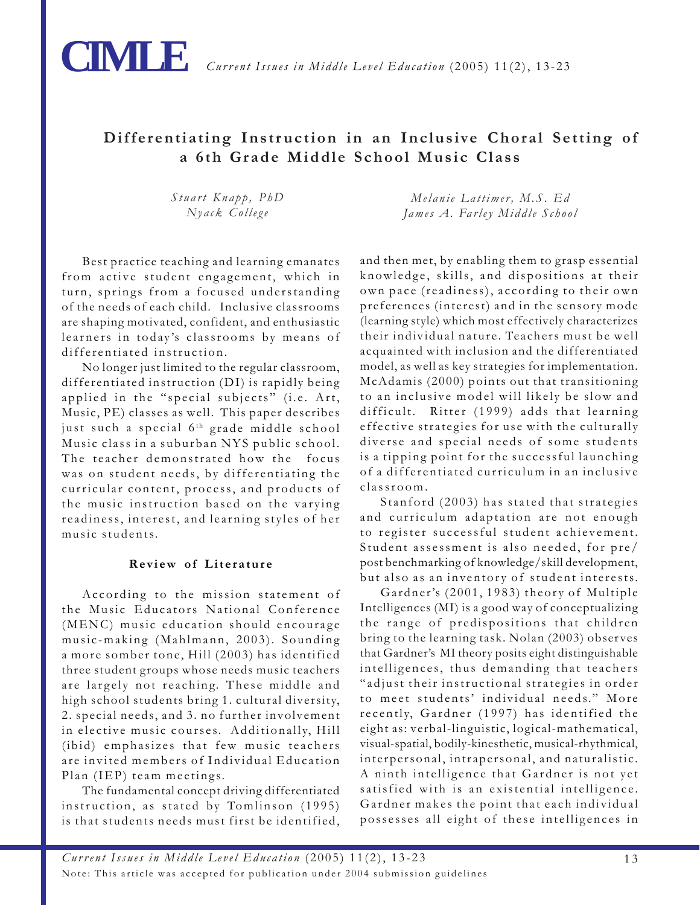# Differentiating Instruction in an Inclusive Choral Setting of a 6th Grade Middle School Music Class

*Stuart Knapp, PhD*
*Nyack College*

*Melanie Lattimer, M.S. Ed*
*James A. Farley Middle School*

Best practice teaching and learning emanates from active student engagement, which in turn, springs from a focused understanding of the needs of each child. Inclusive classrooms are shaping motivated, confident, and enthusiastic learners in today's classrooms by means of differentiated instruction.

No longer just limited to the regular classroom, differentiated instruction (DI) is rapidly being applied in the "special subjects" (i.e. Art, Music, PE) classes as well. This paper describes just such a special 6th grade middle school Music class in a suburban NYS public school. The teacher demonstrated how the focus was on student needs, by differentiating the curricular content, process, and products of the music instruction based on the varying readiness, interest, and learning styles of her music students.

## Review of Literature

According to the mission statement of the Music Educators National Conference (MENC) music education should encourage music-making (Mahlmann, 2003). Sounding a more somber tone, Hill (2003) has identified three student groups whose needs music teachers are largely not reaching. These middle and high school students bring 1. cultural diversity, 2. special needs, and 3. no further involvement in elective music courses. Additionally, Hill (ibid) emphasizes that few music teachers are invited members of Individual Education Plan (IEP) team meetings.

The fundamental concept driving differentiated instruction, as stated by Tomlinson (1995) is that students needs must first be identified, and then met, by enabling them to grasp essential knowledge, skills, and dispositions at their own pace (readiness), according to their own preferences (interest) and in the sensory mode (learning style) which most effectively characterizes their individual nature. Teachers must be well acquainted with inclusion and the differentiated model, as well as key strategies for implementation. McAdamis (2000) points out that transitioning to an inclusive model will likely be slow and difficult. Ritter (1999) adds that learning effective strategies for use with the culturally diverse and special needs of some students is a tipping point for the successful launching of a differentiated curriculum in an inclusive classroom.

Stanford (2003) has stated that strategies and curriculum adaptation are not enough to register successful student achievement. Student assessment is also needed, for pre/post benchmarking of knowledge/skill development, but also as an inventory of student interests.

Gardner's (2001, 1983) theory of Multiple Intelligences (MI) is a good way of conceptualizing the range of predispositions that children bring to the learning task. Nolan (2003) observes that Gardner's MI theory posits eight distinguishable intelligences, thus demanding that teachers "adjust their instructional strategies in order to meet students' individual needs." More recently, Gardner (1997) has identified the eight as: verbal-linguistic, logical-mathematical, visual-spatial, bodily-kinesthetic, musical-rhythmical, interpersonal, intrapersonal, and naturalistic. A ninth intelligence that Gardner is not yet satisfied with is an existential intelligence. Gardner makes the point that each individual possesses all eight of these intelligences in

Note: This article was accepted for publication under 2004 submission guidelines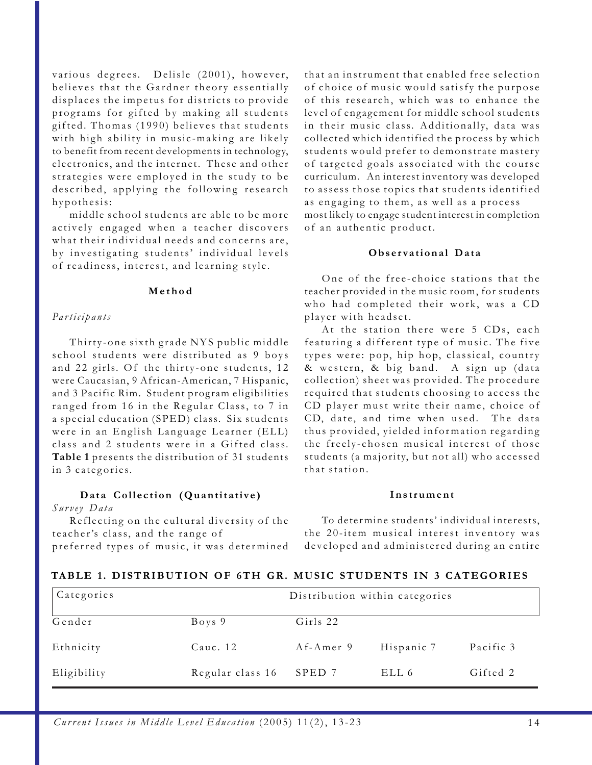various degrees. Delisle (2001), however, believes that the Gardner theory essentially displaces the impetus for districts to provide programs for gifted by making all students gifted. Thomas (1990) believes that students with high ability in music-making are likely to benefit from recent developments in technology, electronics, and the internet. These and other strategies were employed in the study to be described, applying the following research hypothesis:

middle school students are able to be more actively engaged when a teacher discovers what their individual needs and concerns are, by investigating students' individual levels of readiness, interest, and learning style.

## Method

*Participants*

Thirty-one sixth grade NYS public middle school students were distributed as 9 boys and 22 girls. Of the thirty-one students, 12 were Caucasian, 9 African-American, 7 Hispanic, and 3 Pacific Rim. Student program eligibilities ranged from 16 in the Regular Class, to 7 in a special education (SPED) class. Six students were in an English Language Learner (ELL) class and 2 students were in a Gifted class. **Table 1** presents the distribution of 31 students in 3 categories.

### Data Collection (Quantitative)

*Survey Data*

Reflecting on the cultural diversity of the teacher's class, and the range of preferred types of music, it was determined that an instrument that enabled free selection of choice of music would satisfy the purpose of this research, which was to enhance the level of engagement for middle school students in their music class. Additionally, data was collected which identified the process by which students would prefer to demonstrate mastery of targeted goals associated with the course curriculum. An interest inventory was developed to assess those topics that students identified as engaging to them, as well as a process most likely to engage student interest in completion of an authentic product.

### Observational Data

One of the free-choice stations that the teacher provided in the music room, for students who had completed their work, was a CD player with headset.

At the station there were 5 CDs, each featuring a different type of music. The five types were: pop, hip hop, classical, country & western, & big band. A sign up (data collection) sheet was provided. The procedure required that students choosing to access the CD player must write their name, choice of CD, date, and time when used. The data thus provided, yielded information regarding the freely-chosen musical interest of those students (a majority, but not all) who accessed that station.

### Instrument

To determine students' individual interests, the 20-item musical interest inventory was developed and administered during an entire

**TABLE 1. DISTRIBUTION OF 6TH GR. MUSIC STUDENTS IN 3 CATEGORIES**

| Categories | Distribution within categories | | | |
|---|---|---|---|---|
| Gender | Boys 9 | Girls 22 | | |
| Ethnicity | Cauc. 12 | Af-Amer 9 | Hispanic 7 | Pacific 3 |
| Eligibility | Regular class 16 | SPED 7 | ELL 6 | Gifted 2 |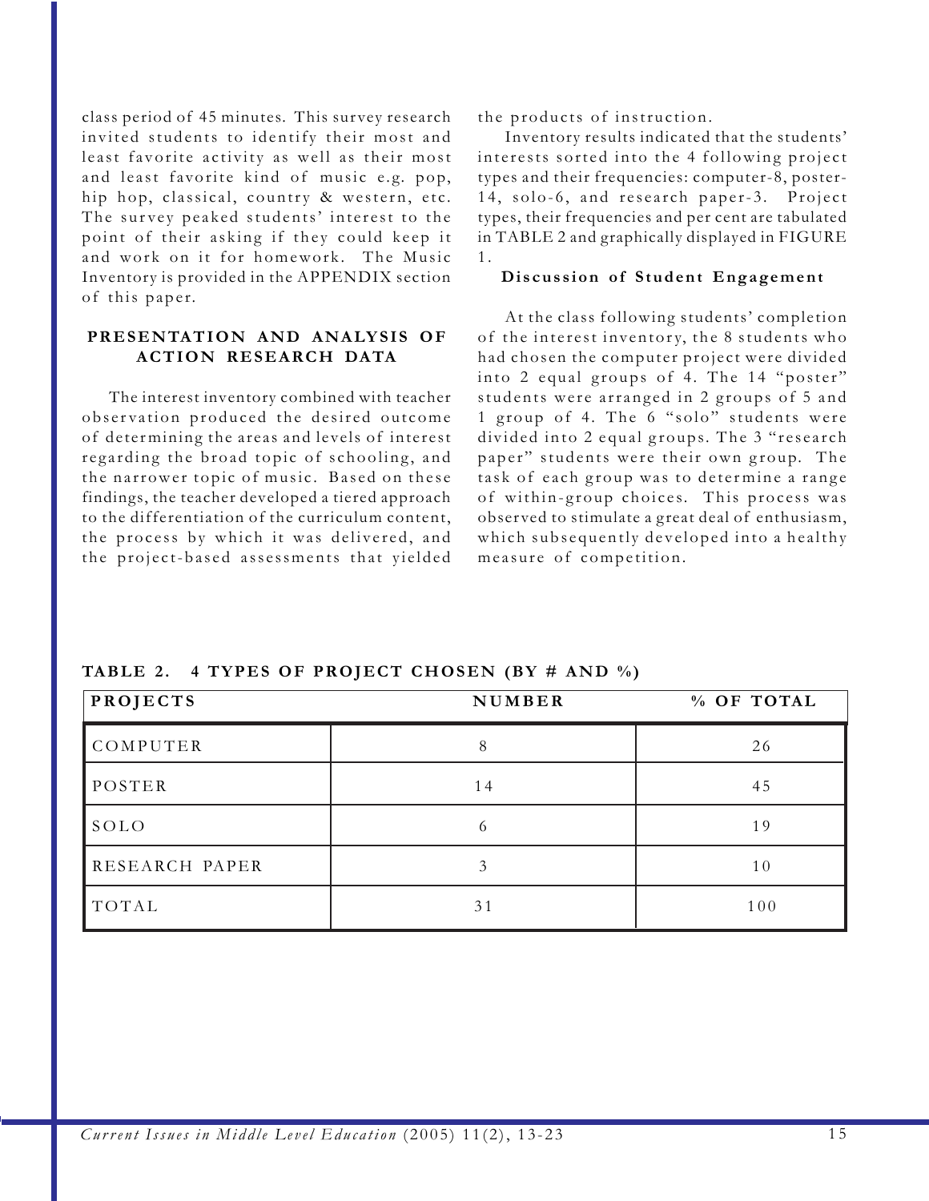class period of 45 minutes. This survey research invited students to identify their most and least favorite activity as well as their most and least favorite kind of music e.g. pop, hip hop, classical, country & western, etc. The survey peaked students' interest to the point of their asking if they could keep it and work on it for homework. The Music Inventory is provided in the APPENDIX section of this paper.

## PRESENTATION AND ANALYSIS OF ACTION RESEARCH DATA

The interest inventory combined with teacher observation produced the desired outcome of determining the areas and levels of interest regarding the broad topic of schooling, and the narrower topic of music. Based on these findings, the teacher developed a tiered approach to the differentiation of the curriculum content, the process by which it was delivered, and the project-based assessments that yielded the products of instruction.

Inventory results indicated that the students' interests sorted into the 4 following project types and their frequencies: computer-8, poster-14, solo-6, and research paper-3. Project types, their frequencies and per cent are tabulated in TABLE 2 and graphically displayed in FIGURE 1.

### Discussion of Student Engagement

At the class following students' completion of the interest inventory, the 8 students who had chosen the computer project were divided into 2 equal groups of 4. The 14 "poster" students were arranged in 2 groups of 5 and 1 group of 4. The 6 "solo" students were divided into 2 equal groups. The 3 "research paper" students were their own group. The task of each group was to determine a range of within-group choices. This process was observed to stimulate a great deal of enthusiasm, which subsequently developed into a healthy measure of competition.

**TABLE 2. 4 TYPES OF PROJECT CHOSEN (BY # AND %)**

| PROJECTS | NUMBER | % OF TOTAL |
|---|---|---|
| COMPUTER | 8 | 26 |
| POSTER | 14 | 45 |
| SOLO | 6 | 19 |
| RESEARCH PAPER | 3 | 10 |
| TOTAL | 31 | 100 |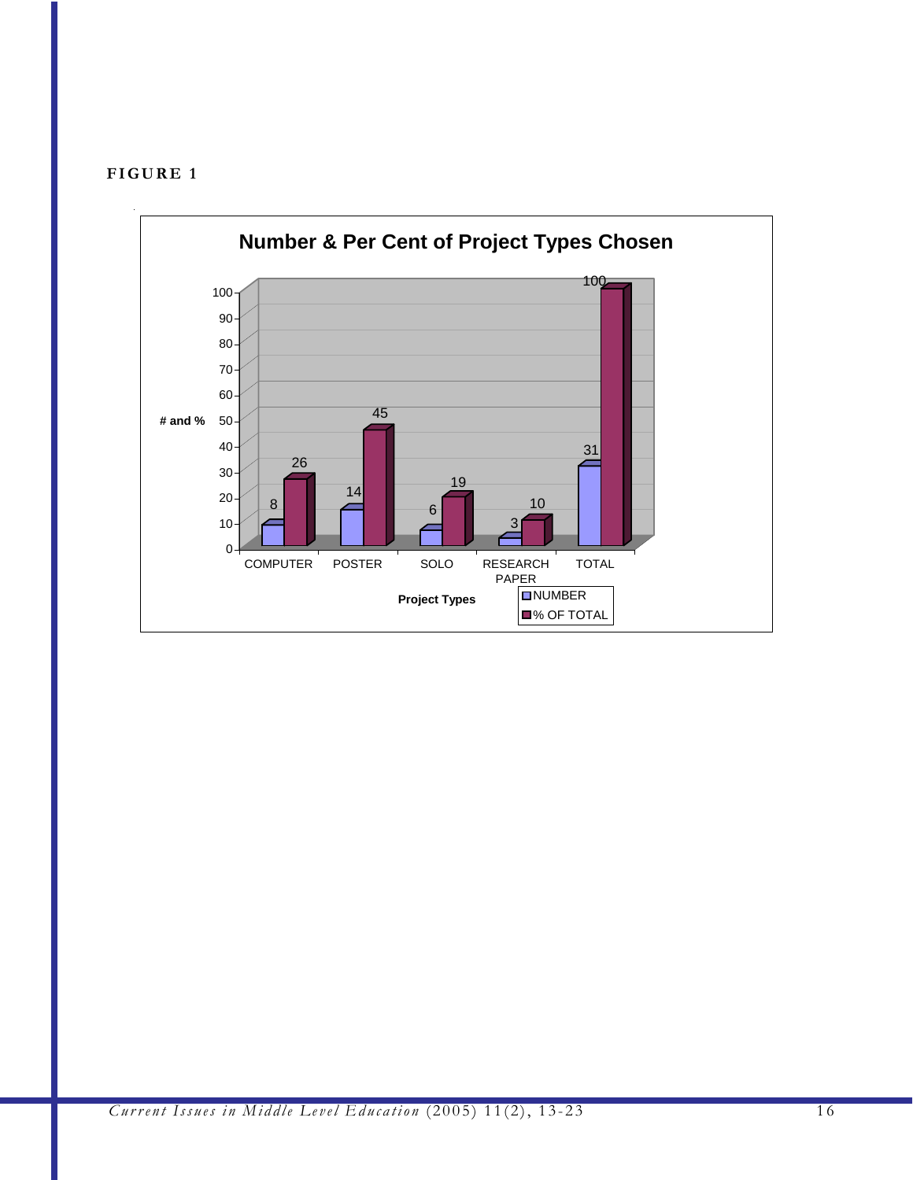**FIGURE 1**

**Number & Per Cent of Project Types Chosen**

| Project Types | NUMBER | % OF TOTAL |
| --- | --- | --- |
| COMPUTER | 8 | 26 |
| POSTER | 14 | 45 |
| SOLO | 6 | 19 |
| RESEARCH PAPER | 3 | 10 |
| TOTAL | 31 | 100 |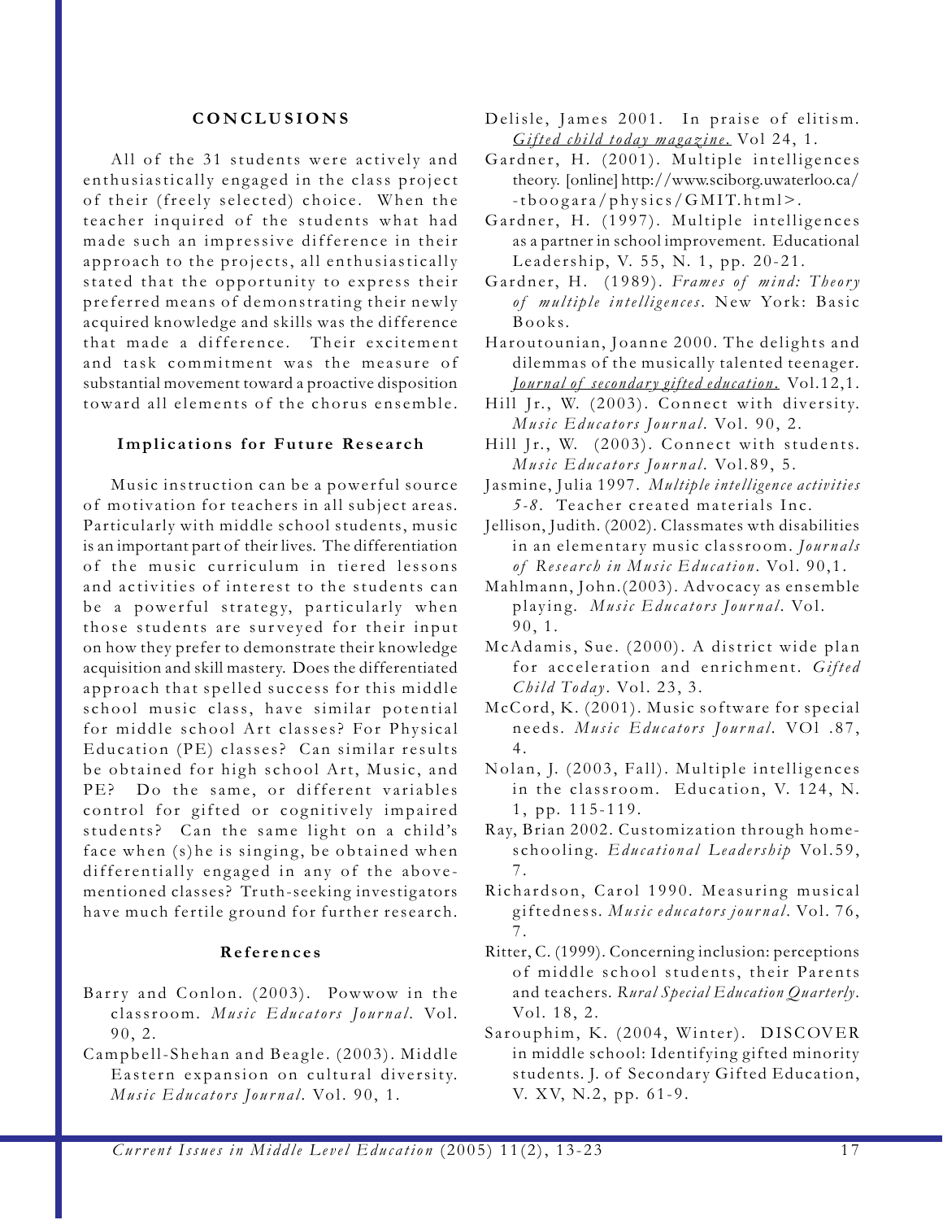## CONCLUSIONS

All of the 31 students were actively and enthusiastically engaged in the class project of their (freely selected) choice. When the teacher inquired of the students what had made such an impressive difference in their approach to the projects, all enthusiastically stated that the opportunity to express their preferred means of demonstrating their newly acquired knowledge and skills was the difference that made a difference. Their excitement and task commitment was the measure of substantial movement toward a proactive disposition toward all elements of the chorus ensemble.

### Implications for Future Research

Music instruction can be a powerful source of motivation for teachers in all subject areas. Particularly with middle school students, music is an important part of their lives. The differentiation of the music curriculum in tiered lessons and activities of interest to the students can be a powerful strategy, particularly when those students are surveyed for their input on how they prefer to demonstrate their knowledge acquisition and skill mastery. Does the differentiated approach that spelled success for this middle school music class, have similar potential for middle school Art classes? For Physical Education (PE) classes? Can similar results be obtained for high school Art, Music, and PE? Do the same, or different variables control for gifted or cognitively impaired students? Can the same light on a child's face when (s)he is singing, be obtained when differentially engaged in any of the above-mentioned classes? Truth-seeking investigators have much fertile ground for further research.

## References

Barry and Conlon. (2003). Powwow in the classroom. *Music Educators Journal*. Vol. 90, 2.

Campbell-Shehan and Beagle. (2003). Middle Eastern expansion on cultural diversity. *Music Educators Journal*. Vol. 90, 1.

Delisle, James 2001. In praise of elitism. *Gifted child today magazine.* Vol 24, 1.

Gardner, H. (2001). Multiple intelligences theory. [online] http://www.sciborg.uwaterloo.ca/-tboogara/physics/GMIT.html>.

Gardner, H. (1997). Multiple intelligences as a partner in school improvement. Educational Leadership, V. 55, N. 1, pp. 20-21.

Gardner, H. (1989). *Frames of mind: Theory of multiple intelligences*. New York: Basic Books.

Haroutounian, Joanne 2000. The delights and dilemmas of the musically talented teenager. *Journal of secondary gifted education.* Vol.12,1.

Hill Jr., W. (2003). Connect with diversity. *Music Educators Journal*. Vol. 90, 2.

Hill Jr., W. (2003). Connect with students. *Music Educators Journal*. Vol.89, 5.

Jasmine, Julia 1997. *Multiple intelligence activities 5-8*. Teacher created materials Inc.

Jellison, Judith. (2002). Classmates wth disabilities in an elementary music classroom. *Journals of Research in Music Education*. Vol. 90,1.

Mahlmann, John.(2003). Advocacy as ensemble playing. *Music Educators Journal*. Vol. 90, 1.

McAdamis, Sue. (2000). A district wide plan for acceleration and enrichment. *Gifted Child Today*. Vol. 23, 3.

McCord, K. (2001). Music software for special needs. *Music Educators Journal*. VOl .87, 4.

Nolan, J. (2003, Fall). Multiple intelligences in the classroom. Education, V. 124, N. 1, pp. 115-119.

Ray, Brian 2002. Customization through homeschooling. *Educational Leadership* Vol.59, 7.

Richardson, Carol 1990. Measuring musical giftedness. *Music educators journal*. Vol. 76, 7.

Ritter, C. (1999). Concerning inclusion: perceptions of middle school students, their Parents and teachers. *Rural Special Education Quarterly*. Vol. 18, 2.

Sarouphim, K. (2004, Winter). DISCOVER in middle school: Identifying gifted minority students. J. of Secondary Gifted Education, V. XV, N.2, pp. 61-9.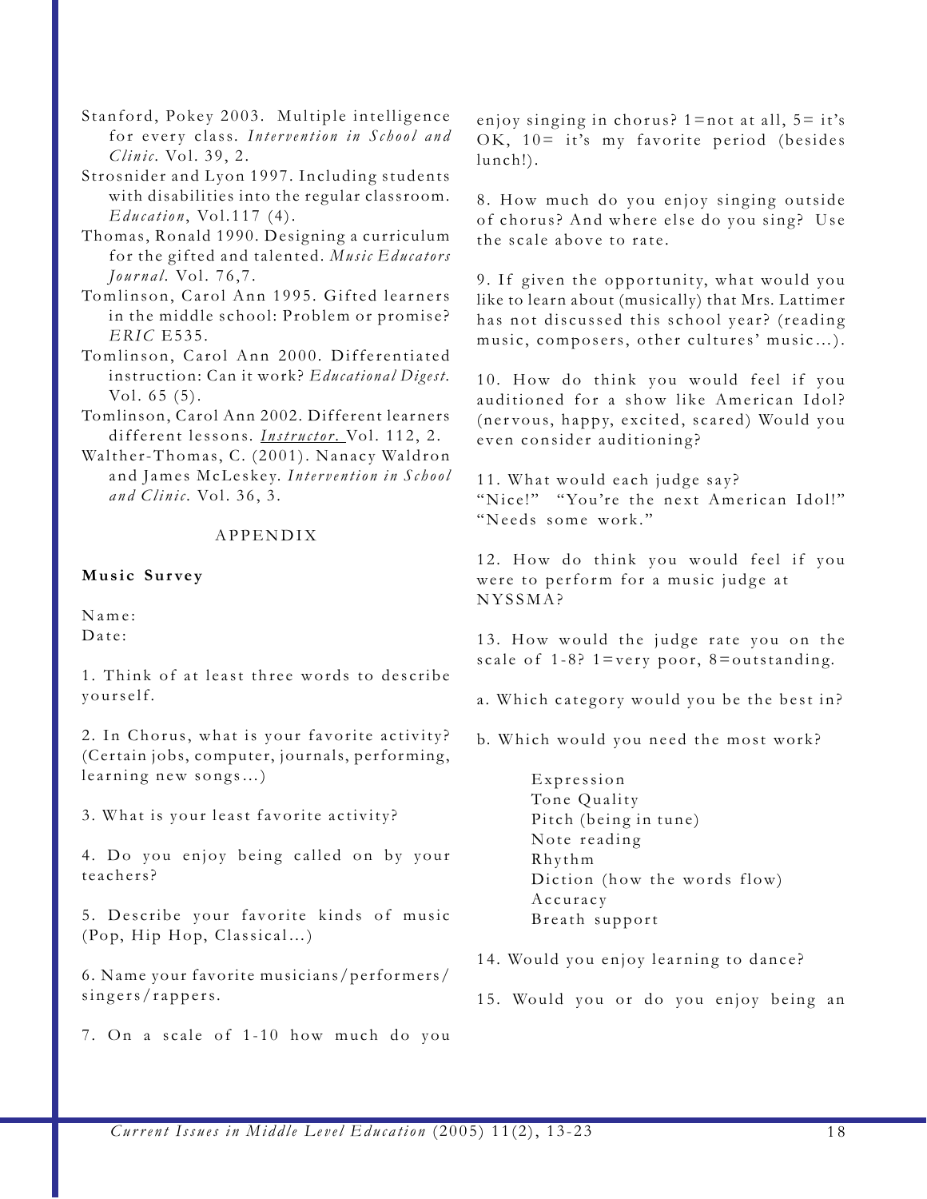Stanford, Pokey 2003. Multiple intelligence for every class. *Intervention in School and Clinic*. Vol. 39, 2.

Strosnider and Lyon 1997. Including students with disabilities into the regular classroom. *Education*, Vol.117 (4).

Thomas, Ronald 1990. Designing a curriculum for the gifted and talented. *Music Educators Journal*. Vol. 76,7.

Tomlinson, Carol Ann 1995. Gifted learners in the middle school: Problem or promise? *ERIC* E535.

Tomlinson, Carol Ann 2000. Differentiated instruction: Can it work? *Educational Digest*. Vol. 65 (5).

Tomlinson, Carol Ann 2002. Different learners different lessons. *Instructor.* Vol. 112, 2.

Walther-Thomas, C. (2001). Nanacy Waldron and James McLeskey. *Intervention in School and Clinic*. Vol. 36, 3.

## APPENDIX

**Music Survey**

Name:
Date:

1. Think of at least three words to describe yourself.

2. In Chorus, what is your favorite activity? (Certain jobs, computer, journals, performing, learning new songs...)

3. What is your least favorite activity?

4. Do you enjoy being called on by your teachers?

5. Describe your favorite kinds of music (Pop, Hip Hop, Classical...)

6. Name your favorite musicians/performers/singers/rappers.

7. On a scale of 1-10 how much do you enjoy singing in chorus? 1=not at all, 5= it's OK, 10= it's my favorite period (besides lunch!).

8. How much do you enjoy singing outside of chorus? And where else do you sing? Use the scale above to rate.

9. If given the opportunity, what would you like to learn about (musically) that Mrs. Lattimer has not discussed this school year? (reading music, composers, other cultures' music...).

10. How do think you would feel if you auditioned for a show like American Idol? (nervous, happy, excited, scared) Would you even consider auditioning?

11. What would each judge say?
"Nice!" "You're the next American Idol!" "Needs some work."

12. How do think you would feel if you were to perform for a music judge at NYSSMA?

13. How would the judge rate you on the scale of 1-8? 1=very poor, 8=outstanding.

a. Which category would you be the best in?

b. Which would you need the most work?

Expression
Tone Quality
Pitch (being in tune)
Note reading
Rhythm
Diction (how the words flow)
Accuracy
Breath support

14. Would you enjoy learning to dance?

15. Would you or do you enjoy being an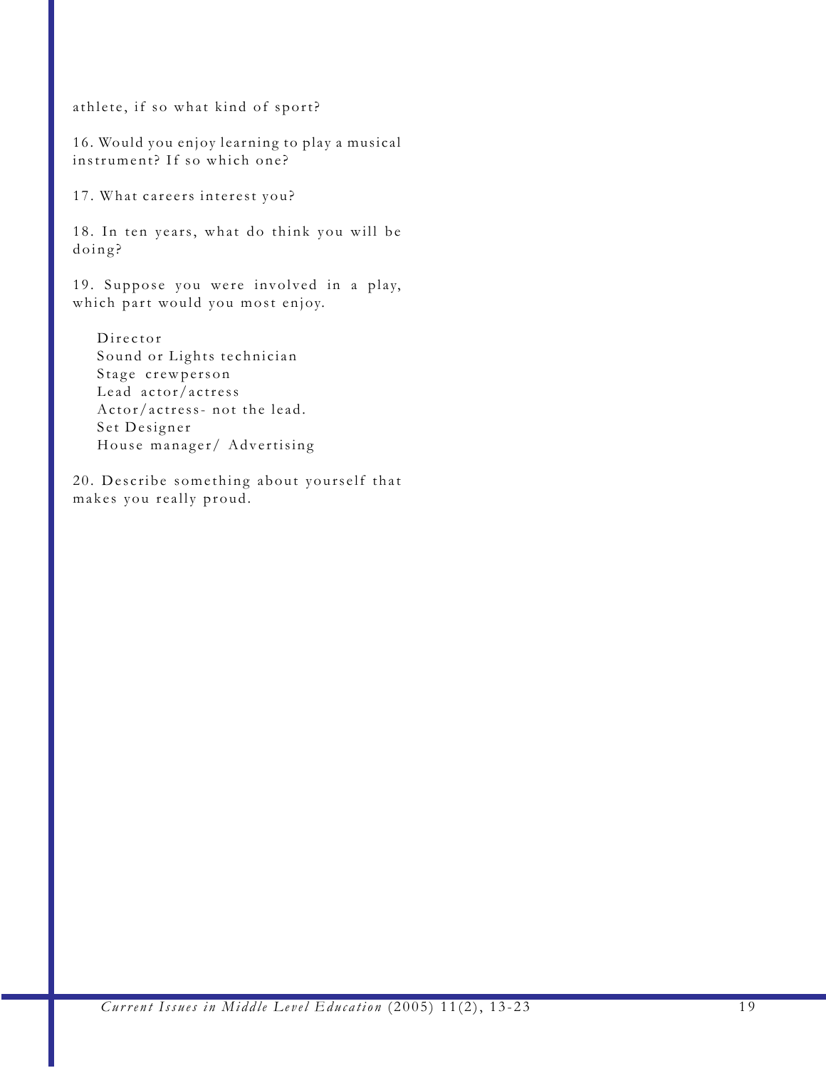athlete, if so what kind of sport?

16. Would you enjoy learning to play a musical instrument? If so which one?

17. What careers interest you?

18. In ten years, what do think you will be doing?

19. Suppose you were involved in a play, which part would you most enjoy.

Director
Sound or Lights technician
Stage crewperson
Lead actor/actress
Actor/actress- not the lead.
Set Designer
House manager/ Advertising

20. Describe something about yourself that makes you really proud.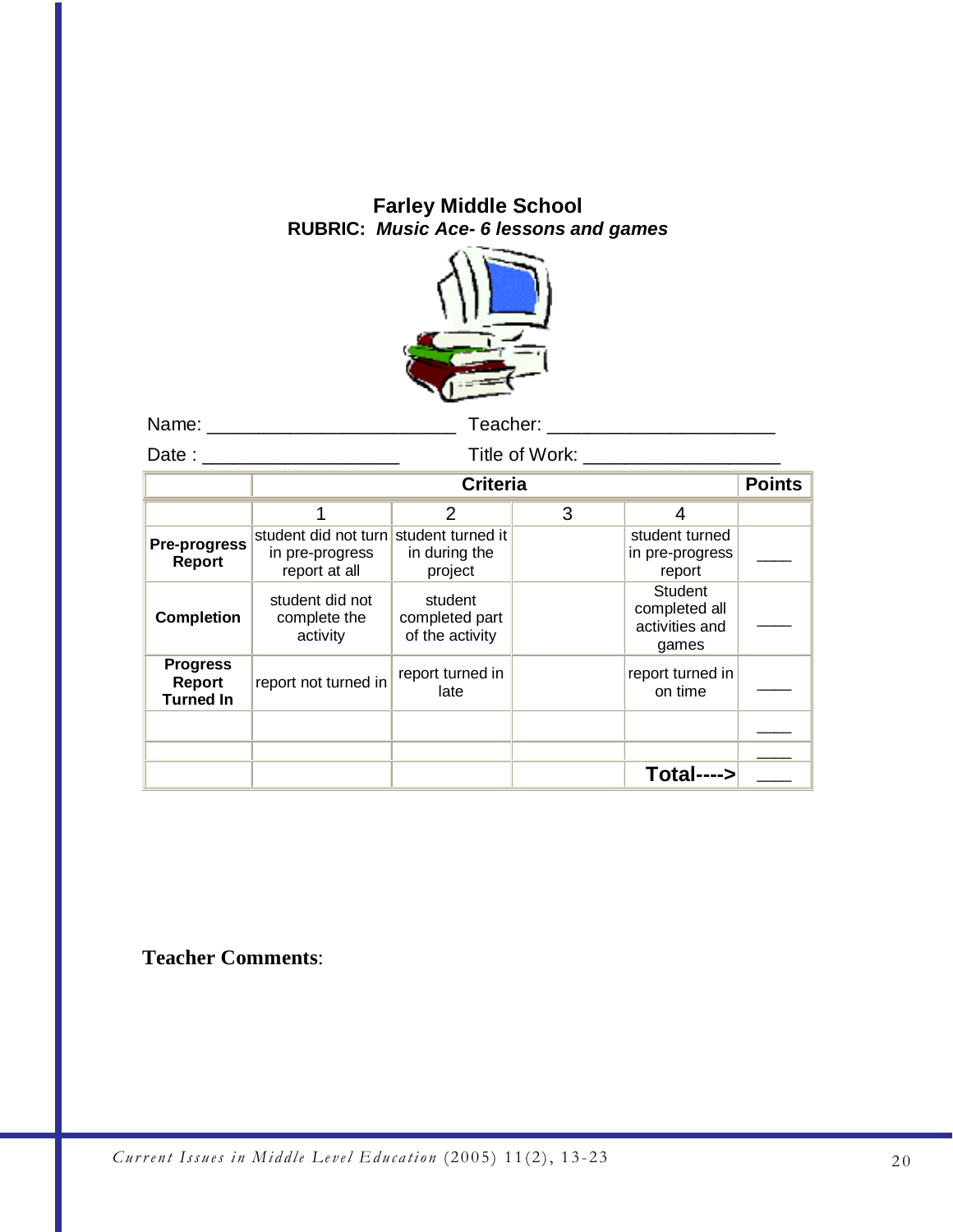**Farley Middle School**

**RUBRIC:** ***Music Ace- 6 lessons and games***

Name: ______________________ Teacher: ____________________

Date : __________________ Title of Work: __________________

| | Criteria | | | | Points |
|---|---|---|---|---|---|
| | 1 | 2 | 3 | 4 | |
| **Pre-progress Report** | student did not turn in pre-progress report at all | student turned it in during the project | | student turned in pre-progress report | ____ |
| **Completion** | student did not complete the activity | student completed part of the activity | | Student completed all activities and games | ____ |
| **Progress Report Turned In** | report not turned in | report turned in late | | report turned in on time | ____ |
| | | | | | ____ |
| | | | | | ____ |
| | | | | **Total---->** | ____ |

**Teacher Comments**: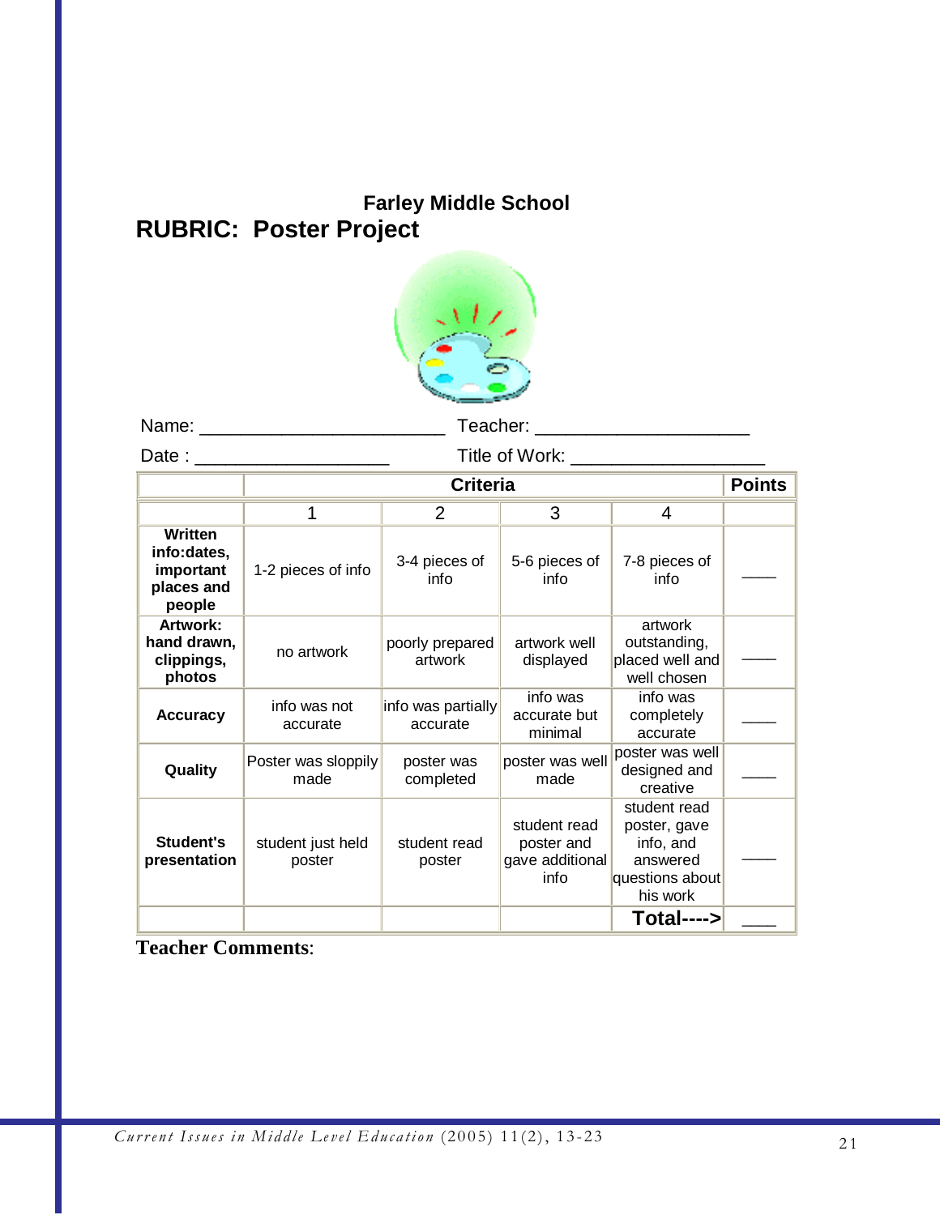**Farley Middle School**

# RUBRIC: Poster Project

Name: \_\_\_\_\_\_\_\_\_\_\_\_\_\_\_\_\_\_\_\_\_\_\_\_ Teacher: \_\_\_\_\_\_\_\_\_\_\_\_\_\_\_\_\_\_\_\_\_

Date : \_\_\_\_\_\_\_\_\_\_\_\_\_\_\_\_\_\_\_ Title of Work: \_\_\_\_\_\_\_\_\_\_\_\_\_\_\_\_\_\_\_

| | Criteria | | | | Points |
|---|---|---|---|---|---|
| | 1 | 2 | 3 | 4 | |
| **Written info:dates, important places and people** | 1-2 pieces of info | 3-4 pieces of info | 5-6 pieces of info | 7-8 pieces of info | \_\_\_\_ |
| **Artwork: hand drawn, clippings, photos** | no artwork | poorly prepared artwork | artwork well displayed | artwork outstanding, placed well and well chosen | \_\_\_\_ |
| **Accuracy** | info was not accurate | info was partially accurate | info was accurate but minimal | info was completely accurate | \_\_\_\_ |
| **Quality** | Poster was sloppily made | poster was completed | poster was well made | poster was well designed and creative | \_\_\_\_ |
| **Student's presentation** | student just held poster | student read poster | student read poster and gave additional info | student read poster, gave info, and answered questions about his work | \_\_\_\_ |
| | | | | **Total---->** | \_\_\_\_ |

**Teacher Comments**: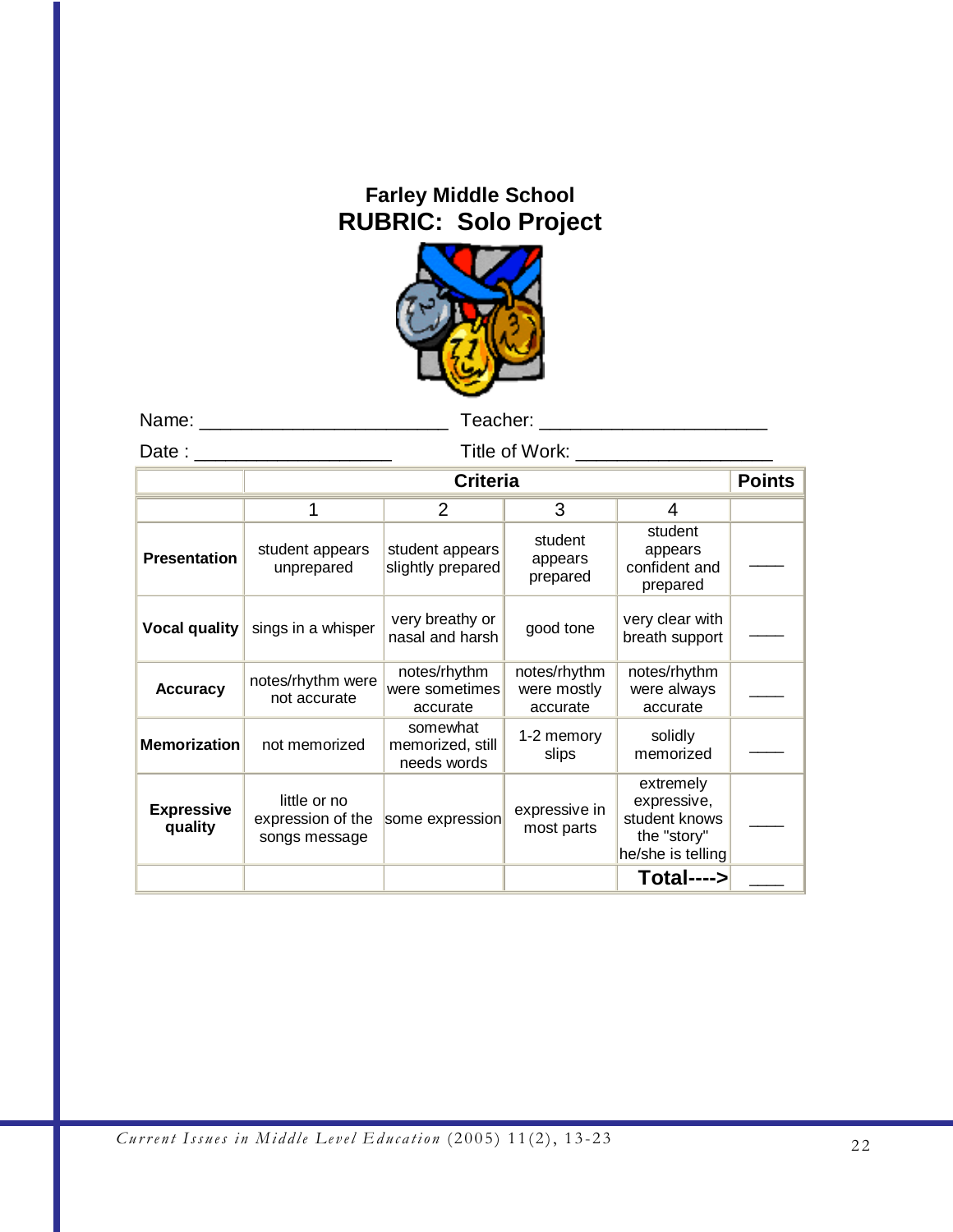**Farley Middle School**

# RUBRIC: Solo Project

Name: ______________________ Teacher: ____________________

Date : __________________ Title of Work: __________________

| | Criteria | | | | Points |
|---|---|---|---|---|---|
| | 1 | 2 | 3 | 4 | |
| **Presentation** | student appears unprepared | student appears slightly prepared | student appears prepared | student appears confident and prepared | ____ |
| **Vocal quality** | sings in a whisper | very breathy or nasal and harsh | good tone | very clear with breath support | ____ |
| **Accuracy** | notes/rhythm were not accurate | notes/rhythm were sometimes accurate | notes/rhythm were mostly accurate | notes/rhythm were always accurate | ____ |
| **Memorization** | not memorized | somewhat memorized, still needs words | 1-2 memory slips | solidly memorized | ____ |
| **Expressive quality** | little or no expression of the songs message | some expression | expressive in most parts | extremely expressive, student knows the "story" he/she is telling | ____ |
| | | | | **Total---->** | ____ |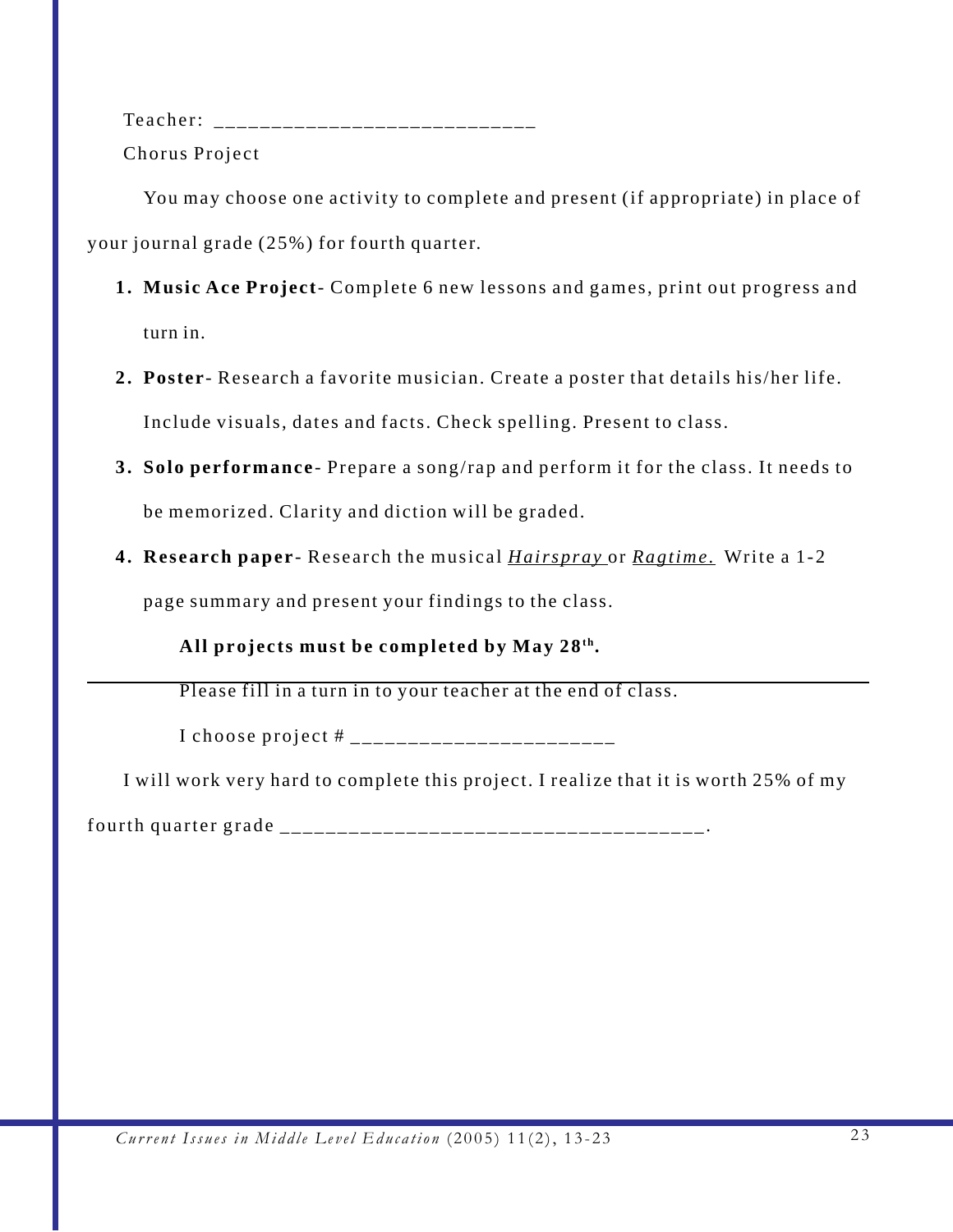Teacher: ___________________________

Chorus Project

You may choose one activity to complete and present (if appropriate) in place of your journal grade (25%) for fourth quarter.

1. **Music Ace Project**- Complete 6 new lessons and games, print out progress and turn in.
2. **Poster**- Research a favorite musician. Create a poster that details his/her life. Include visuals, dates and facts. Check spelling. Present to class.
3. **Solo performance**- Prepare a song/rap and perform it for the class. It needs to be memorized. Clarity and diction will be graded.
4. **Research paper**- Research the musical *Hairspray* or *Ragtime.* Write a 1-2 page summary and present your findings to the class.

**All projects must be completed by May 28th.**

---

Please fill in a turn in to your teacher at the end of class.

I choose project # ______________________

I will work very hard to complete this project. I realize that it is worth 25% of my fourth quarter grade ___________________________________.